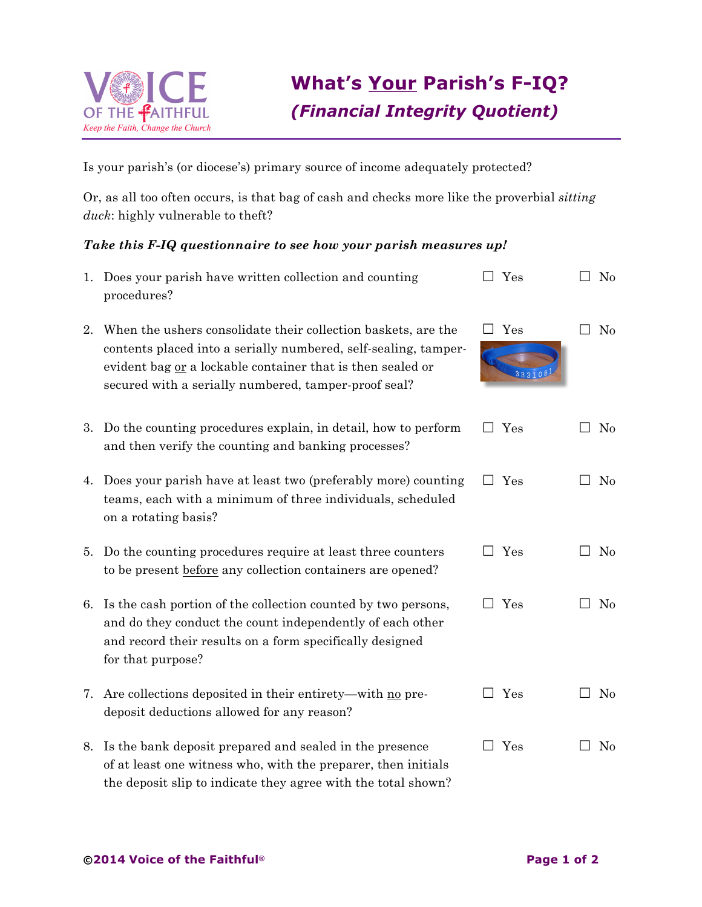# What's Your Parish's F-IQ?

## *(Financial Integrity Quotient)*

Is your parish's (or diocese's) primary source of income adequately protected?

Or, as all too often occurs, is that bag of cash and checks more like the proverbial *sitting duck*: highly vulnerable to theft?

***Take this F-IQ questionnaire to see how your parish measures up!***

1. Does your parish have written collection and counting procedures? ☐ Yes ☐ No

2. When the ushers consolidate their collection baskets, are the contents placed into a serially numbered, self-sealing, tamper-evident bag or a lockable container that is then sealed or secured with a serially numbered, tamper-proof seal? ☐ Yes ☐ No

3. Do the counting procedures explain, in detail, how to perform and then verify the counting and banking processes? ☐ Yes ☐ No

4. Does your parish have at least two (preferably more) counting teams, each with a minimum of three individuals, scheduled on a rotating basis? ☐ Yes ☐ No

5. Do the counting procedures require at least three counters to be present before any collection containers are opened? ☐ Yes ☐ No

6. Is the cash portion of the collection counted by two persons, and do they conduct the count independently of each other and record their results on a form specifically designed for that purpose? ☐ Yes ☐ No

7. Are collections deposited in their entirety—with no pre-deposit deductions allowed for any reason? ☐ Yes ☐ No

8. Is the bank deposit prepared and sealed in the presence of at least one witness who, with the preparer, then initials the deposit slip to indicate they agree with the total shown? ☐ Yes ☐ No

©2014 Voice of the Faithful®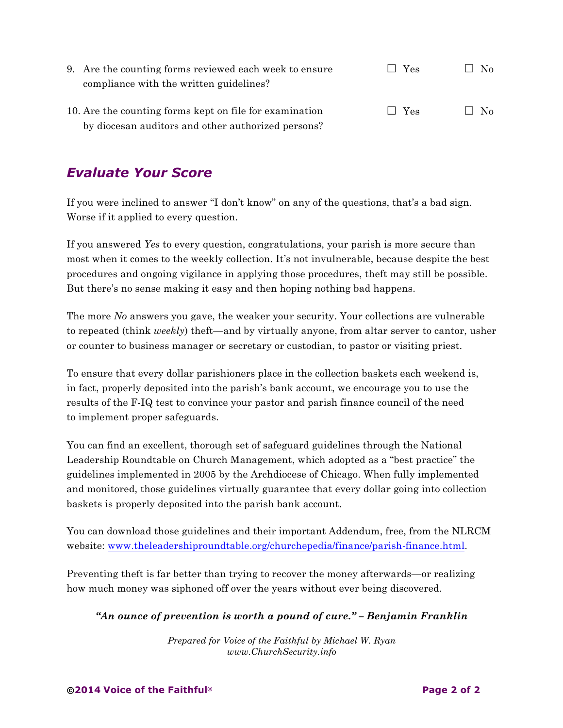9. Are the counting forms reviewed each week to ensure compliance with the written guidelines? ☐ Yes ☐ No

10. Are the counting forms kept on file for examination by diocesan auditors and other authorized persons? ☐ Yes ☐ No

## *Evaluate Your Score*

If you were inclined to answer "I don't know" on any of the questions, that's a bad sign. Worse if it applied to every question.

If you answered *Yes* to every question, congratulations, your parish is more secure than most when it comes to the weekly collection. It's not invulnerable, because despite the best procedures and ongoing vigilance in applying those procedures, theft may still be possible. But there's no sense making it easy and then hoping nothing bad happens.

The more *No* answers you gave, the weaker your security. Your collections are vulnerable to repeated (think *weekly*) theft—and by virtually anyone, from altar server to cantor, usher or counter to business manager or secretary or custodian, to pastor or visiting priest.

To ensure that every dollar parishioners place in the collection baskets each weekend is, in fact, properly deposited into the parish's bank account, we encourage you to use the results of the F-IQ test to convince your pastor and parish finance council of the need to implement proper safeguards.

You can find an excellent, thorough set of safeguard guidelines through the National Leadership Roundtable on Church Management, which adopted as a "best practice" the guidelines implemented in 2005 by the Archdiocese of Chicago. When fully implemented and monitored, those guidelines virtually guarantee that every dollar going into collection baskets is properly deposited into the parish bank account.

You can download those guidelines and their important Addendum, free, from the NLRCM website: [www.theleadershiproundtable.org/churchepedia/finance/parish-finance.html](http://www.theleadershiproundtable.org/churchepedia/finance/parish-finance.html).

Preventing theft is far better than trying to recover the money afterwards—or realizing how much money was siphoned off over the years without ever being discovered.

***"An ounce of prevention is worth a pound of cure." – Benjamin Franklin***

*Prepared for Voice of the Faithful by Michael W. Ryan*
*www.ChurchSecurity.info*

**©2014 Voice of the Faithful®**